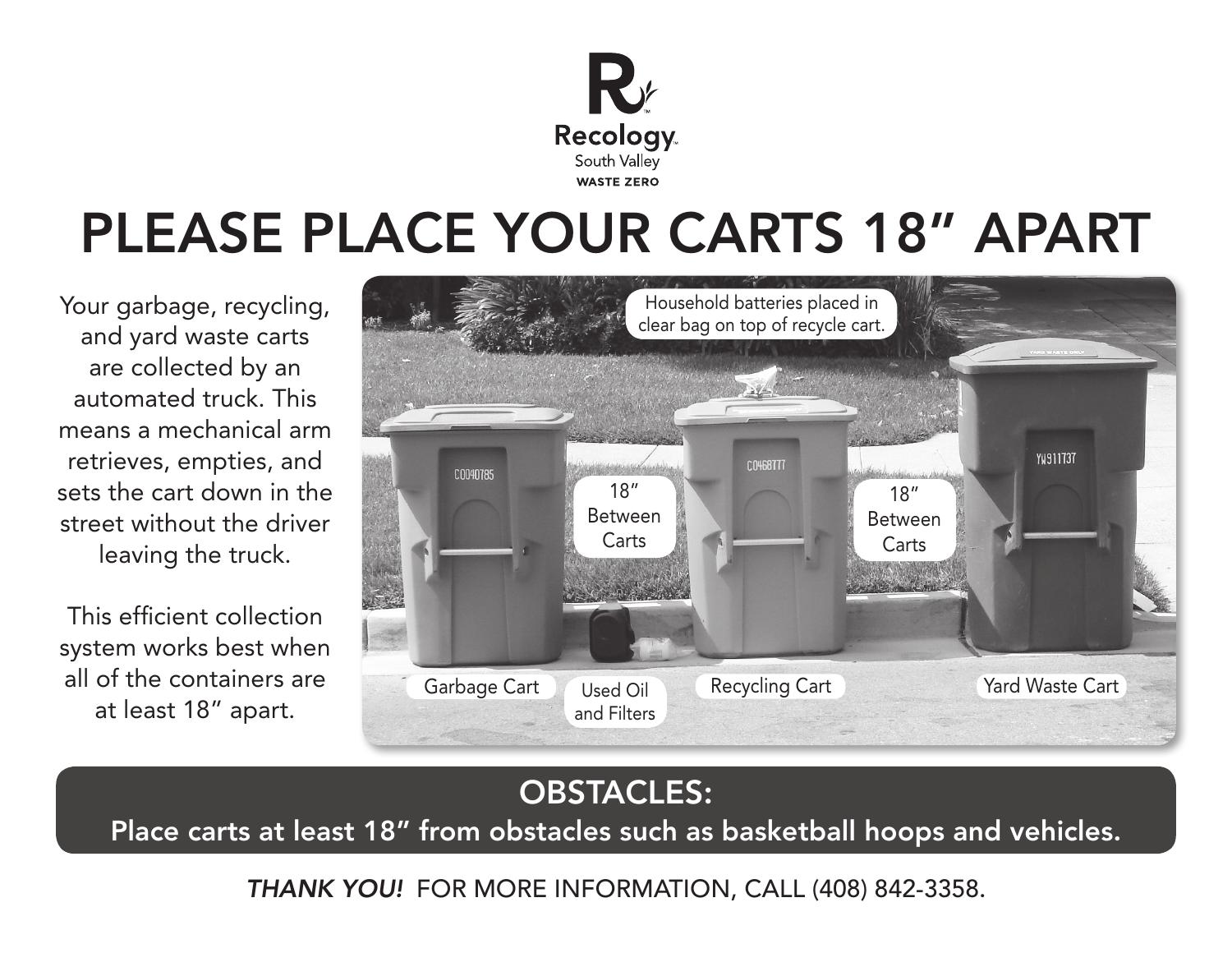Recology
South Valley
WASTE ZERO

# PLEASE PLACE YOUR CARTS 18" APART

Your garbage, recycling, and yard waste carts are collected by an automated truck. This means a mechanical arm retrieves, empties, and sets the cart down in the street without the driver leaving the truck.

This efficient collection system works best when all of the containers are at least 18" apart.

Household batteries placed in clear bag on top of recycle cart.

18" Between Carts

18" Between Carts

Garbage Cart

Used Oil and Filters

Recycling Cart

Yard Waste Cart

## OBSTACLES:

**Place carts at least 18" from obstacles such as basketball hoops and vehicles.**

***THANK YOU!*** FOR MORE INFORMATION, CALL (408) 842-3358.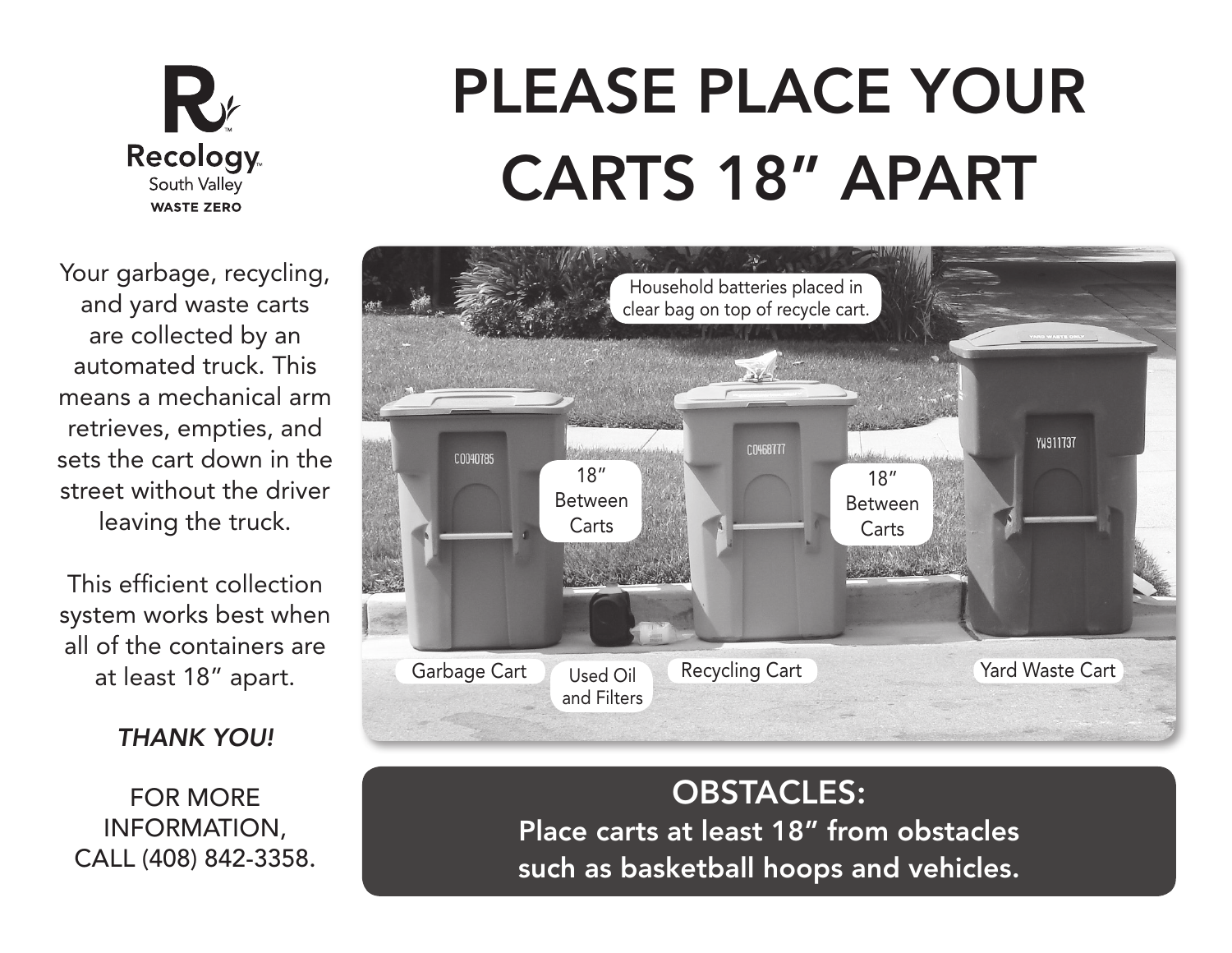Recology
South Valley
WASTE ZERO

# PLEASE PLACE YOUR CARTS 18″ APART

Your garbage, recycling, and yard waste carts are collected by an automated truck. This means a mechanical arm retrieves, empties, and sets the cart down in the street without the driver leaving the truck.

This efficient collection system works best when all of the containers are at least 18″ apart.

*THANK YOU!*

FOR MORE INFORMATION, CALL (408) 842-3358.

Household batteries placed in clear bag on top of recycle cart.

18″ Between Carts

18″ Between Carts

Garbage Cart

Used Oil and Filters

Recycling Cart

Yard Waste Cart

## OBSTACLES:

**Place carts at least 18″ from obstacles such as basketball hoops and vehicles.**